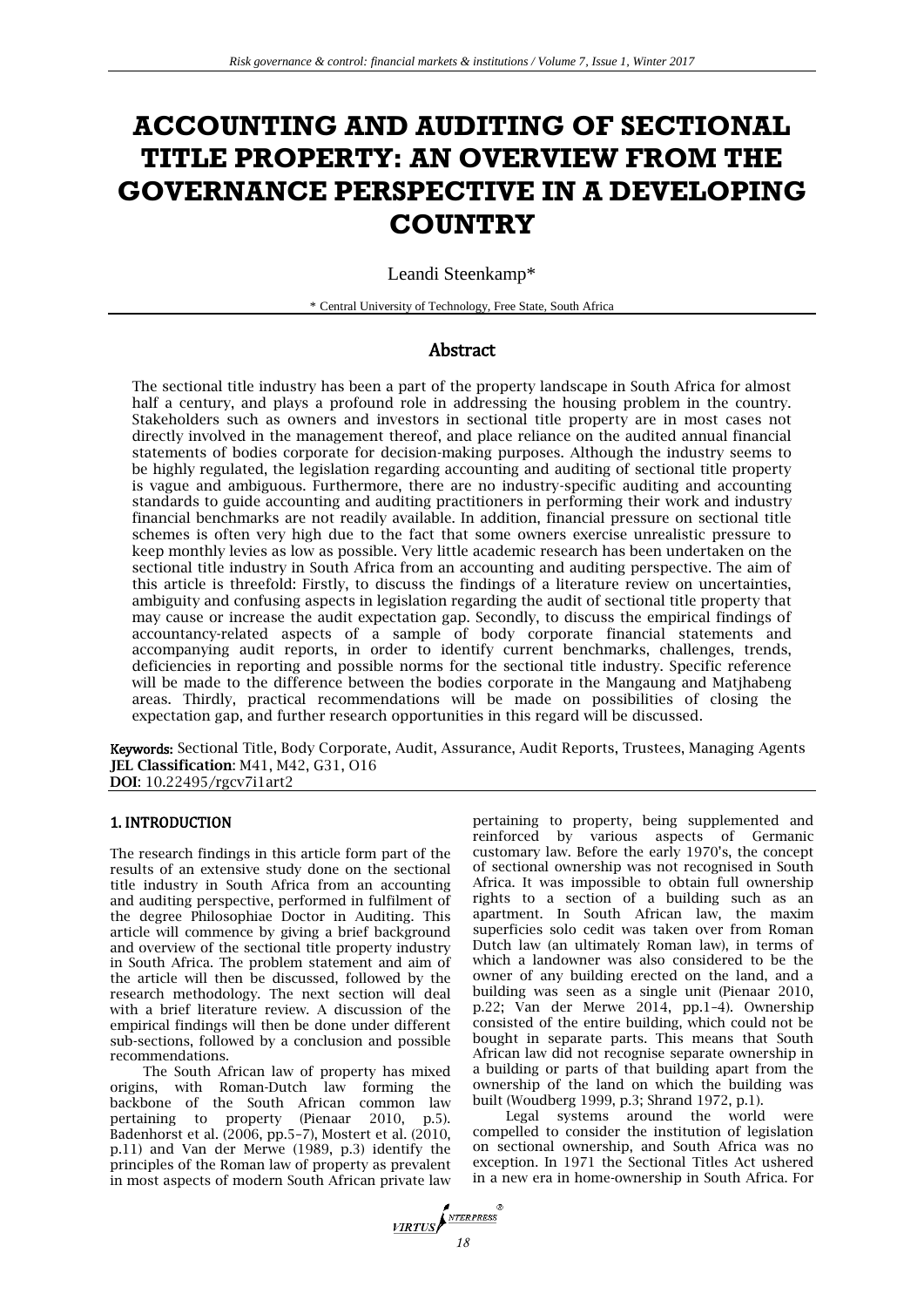# ACCOUNTING AND AUDITING OF SECTIONAL TITLE PROPERTY: AN OVERVIEW FROM THE GOVERNANCE PERSPECTIVE IN A DEVELOPING COUNTRY

Leandi Steenkamp*

\* Central University of Technology, Free State, South Africa

## Abstract

The sectional title industry has been a part of the property landscape in South Africa for almost half a century, and plays a profound role in addressing the housing problem in the country. Stakeholders such as owners and investors in sectional title property are in most cases not directly involved in the management thereof, and place reliance on the audited annual financial statements of bodies corporate for decision-making purposes. Although the industry seems to be highly regulated, the legislation regarding accounting and auditing of sectional title property is vague and ambiguous. Furthermore, there are no industry-specific auditing and accounting standards to guide accounting and auditing practitioners in performing their work and industry financial benchmarks are not readily available. In addition, financial pressure on sectional title schemes is often very high due to the fact that some owners exercise unrealistic pressure to keep monthly levies as low as possible. Very little academic research has been undertaken on the sectional title industry in South Africa from an accounting and auditing perspective. The aim of this article is threefold: Firstly, to discuss the findings of a literature review on uncertainties, ambiguity and confusing aspects in legislation regarding the audit of sectional title property that may cause or increase the audit expectation gap. Secondly, to discuss the empirical findings of accountancy-related aspects of a sample of body corporate financial statements and accompanying audit reports, in order to identify current benchmarks, challenges, trends, deficiencies in reporting and possible norms for the sectional title industry. Specific reference will be made to the difference between the bodies corporate in the Mangaung and Matjhabeng areas. Thirdly, practical recommendations will be made on possibilities of closing the expectation gap, and further research opportunities in this regard will be discussed.

**Keywords:** Sectional Title, Body Corporate, Audit, Assurance, Audit Reports, Trustees, Managing Agents
**JEL Classification:** M41, M42, G31, O16
**DOI:** 10.22495/rgcv7i1art2

## 1. INTRODUCTION

The research findings in this article form part of the results of an extensive study done on the sectional title industry in South Africa from an accounting and auditing perspective, performed in fulfilment of the degree Philosophiae Doctor in Auditing. This article will commence by giving a brief background and overview of the sectional title property industry in South Africa. The problem statement and aim of the article will then be discussed, followed by the research methodology. The next section will deal with a brief literature review. A discussion of the empirical findings will then be done under different sub-sections, followed by a conclusion and possible recommendations.

The South African law of property has mixed origins, with Roman-Dutch law forming the backbone of the South African common law pertaining to property (Pienaar 2010, p.5). Badenhorst et al. (2006, pp.5–7), Mostert et al. (2010, p.11) and Van der Merwe (1989, p.3) identify the principles of the Roman law of property as prevalent in most aspects of modern South African private law pertaining to property, being supplemented and reinforced by various aspects of Germanic customary law. Before the early 1970's, the concept of sectional ownership was not recognised in South Africa. It was impossible to obtain full ownership rights to a section of a building such as an apartment. In South African law, the maxim superficies solo cedit was taken over from Roman Dutch law (an ultimately Roman law), in terms of which a landowner was also considered to be the owner of any building erected on the land, and a building was seen as a single unit (Pienaar 2010, p.22; Van der Merwe 2014, pp.1–4). Ownership consisted of the entire building, which could not be bought in separate parts. This means that South African law did not recognise separate ownership in a building or parts of that building apart from the ownership of the land on which the building was built (Woudberg 1999, p.3; Shrand 1972, p.1).

Legal systems around the world were compelled to consider the institution of legislation on sectional ownership, and South Africa was no exception. In 1971 the Sectional Titles Act ushered in a new era in home-ownership in South Africa. For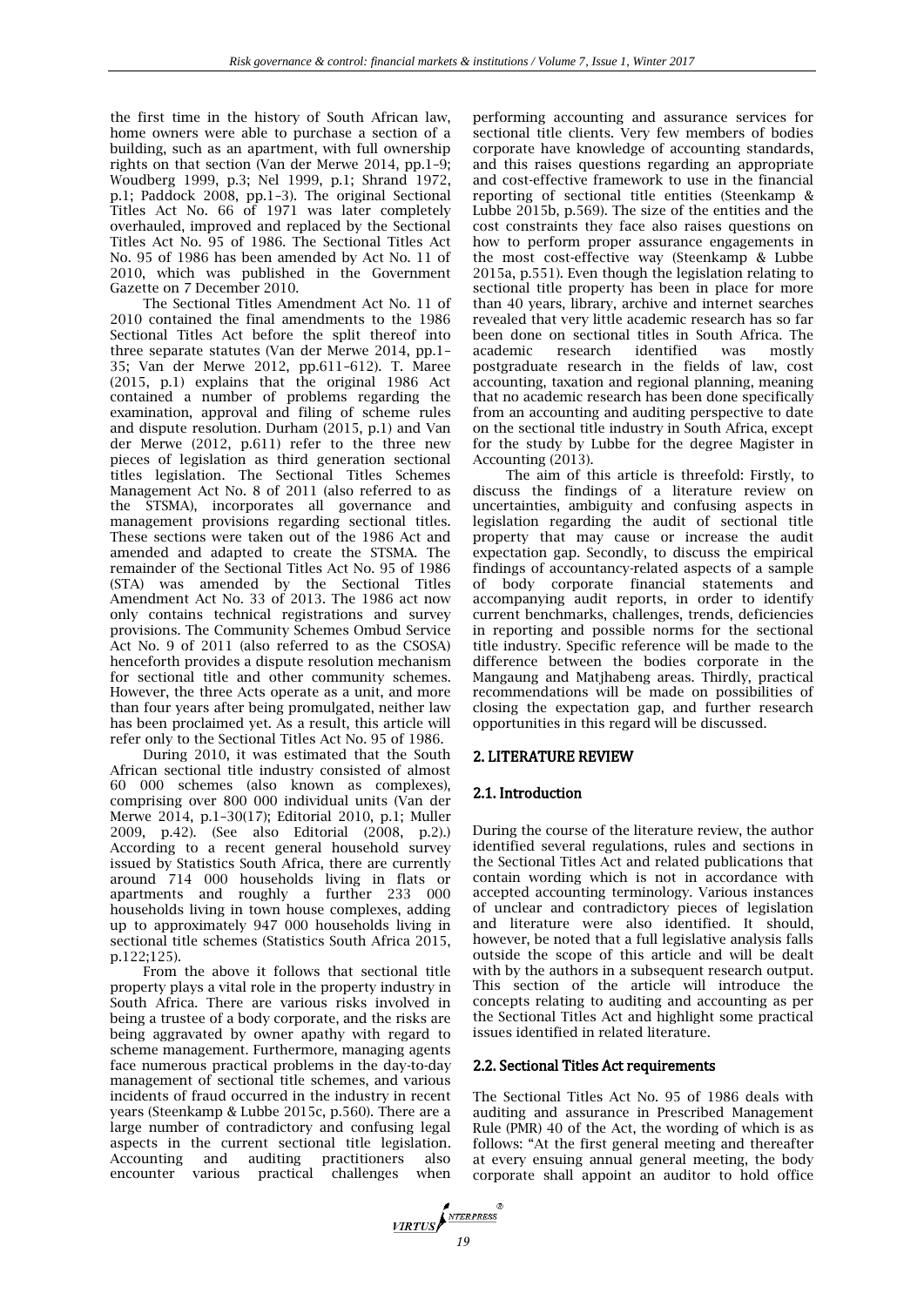the first time in the history of South African law, home owners were able to purchase a section of a building, such as an apartment, with full ownership rights on that section (Van der Merwe 2014, pp.1–9; Woudberg 1999, p.3; Nel 1999, p.1; Shrand 1972, p.1; Paddock 2008, pp.1–3). The original Sectional Titles Act No. 66 of 1971 was later completely overhauled, improved and replaced by the Sectional Titles Act No. 95 of 1986. The Sectional Titles Act No. 95 of 1986 has been amended by Act No. 11 of 2010, which was published in the Government Gazette on 7 December 2010.

The Sectional Titles Amendment Act No. 11 of 2010 contained the final amendments to the 1986 Sectional Titles Act before the split thereof into three separate statutes (Van der Merwe 2014, pp.1–35; Van der Merwe 2012, pp.611–612). T. Maree (2015, p.1) explains that the original 1986 Act contained a number of problems regarding the examination, approval and filing of scheme rules and dispute resolution. Durham (2015, p.1) and Van der Merwe (2012, p.611) refer to the three new pieces of legislation as third generation sectional titles legislation. The Sectional Titles Schemes Management Act No. 8 of 2011 (also referred to as the STSMA), incorporates all governance and management provisions regarding sectional titles. These sections were taken out of the 1986 Act and amended and adapted to create the STSMA. The remainder of the Sectional Titles Act No. 95 of 1986 (STA) was amended by the Sectional Titles Amendment Act No. 33 of 2013. The 1986 act now only contains technical registrations and survey provisions. The Community Schemes Ombud Service Act No. 9 of 2011 (also referred to as the CSOSA) henceforth provides a dispute resolution mechanism for sectional title and other community schemes. However, the three Acts operate as a unit, and more than four years after being promulgated, neither law has been proclaimed yet. As a result, this article will refer only to the Sectional Titles Act No. 95 of 1986.

During 2010, it was estimated that the South African sectional title industry consisted of almost 60 000 schemes (also known as complexes), comprising over 800 000 individual units (Van der Merwe 2014, p.1–30(17); Editorial 2010, p.1; Muller 2009, p.42). (See also Editorial (2008, p.2).) According to a recent general household survey issued by Statistics South Africa, there are currently around 714 000 households living in flats or apartments and roughly a further 233 000 households living in town house complexes, adding up to approximately 947 000 households living in sectional title schemes (Statistics South Africa 2015, p.122;125).

From the above it follows that sectional title property plays a vital role in the property industry in South Africa. There are various risks involved in being a trustee of a body corporate, and the risks are being aggravated by owner apathy with regard to scheme management. Furthermore, managing agents face numerous practical problems in the day-to-day management of sectional title schemes, and various incidents of fraud occurred in the industry in recent years (Steenkamp & Lubbe 2015c, p.560). There are a large number of contradictory and confusing legal aspects in the current sectional title legislation. Accounting and auditing practitioners also encounter various practical challenges when performing accounting and assurance services for sectional title clients. Very few members of bodies corporate have knowledge of accounting standards, and this raises questions regarding an appropriate and cost-effective framework to use in the financial reporting of sectional title entities (Steenkamp & Lubbe 2015b, p.569). The size of the entities and the cost constraints they face also raises questions on how to perform proper assurance engagements in the most cost-effective way (Steenkamp & Lubbe 2015a, p.551). Even though the legislation relating to sectional title property has been in place for more than 40 years, library, archive and internet searches revealed that very little academic research has so far been done on sectional titles in South Africa. The academic research identified was mostly postgraduate research in the fields of law, cost accounting, taxation and regional planning, meaning that no academic research has been done specifically from an accounting and auditing perspective to date on the sectional title industry in South Africa, except for the study by Lubbe for the degree Magister in Accounting (2013).

The aim of this article is threefold: Firstly, to discuss the findings of a literature review on uncertainties, ambiguity and confusing aspects in legislation regarding the audit of sectional title property that may cause or increase the audit expectation gap. Secondly, to discuss the empirical findings of accountancy-related aspects of a sample of body corporate financial statements and accompanying audit reports, in order to identify current benchmarks, challenges, trends, deficiencies in reporting and possible norms for the sectional title industry. Specific reference will be made to the difference between the bodies corporate in the Mangaung and Matjhabeng areas. Thirdly, practical recommendations will be made on possibilities of closing the expectation gap, and further research opportunities in this regard will be discussed.

## 2. LITERATURE REVIEW

### 2.1. Introduction

During the course of the literature review, the author identified several regulations, rules and sections in the Sectional Titles Act and related publications that contain wording which is not in accordance with accepted accounting terminology. Various instances of unclear and contradictory pieces of legislation and literature were also identified. It should, however, be noted that a full legislative analysis falls outside the scope of this article and will be dealt with by the authors in a subsequent research output. This section of the article will introduce the concepts relating to auditing and accounting as per the Sectional Titles Act and highlight some practical issues identified in related literature.

### 2.2. Sectional Titles Act requirements

The Sectional Titles Act No. 95 of 1986 deals with auditing and assurance in Prescribed Management Rule (PMR) 40 of the Act, the wording of which is as follows: "At the first general meeting and thereafter at every ensuing annual general meeting, the body corporate shall appoint an auditor to hold office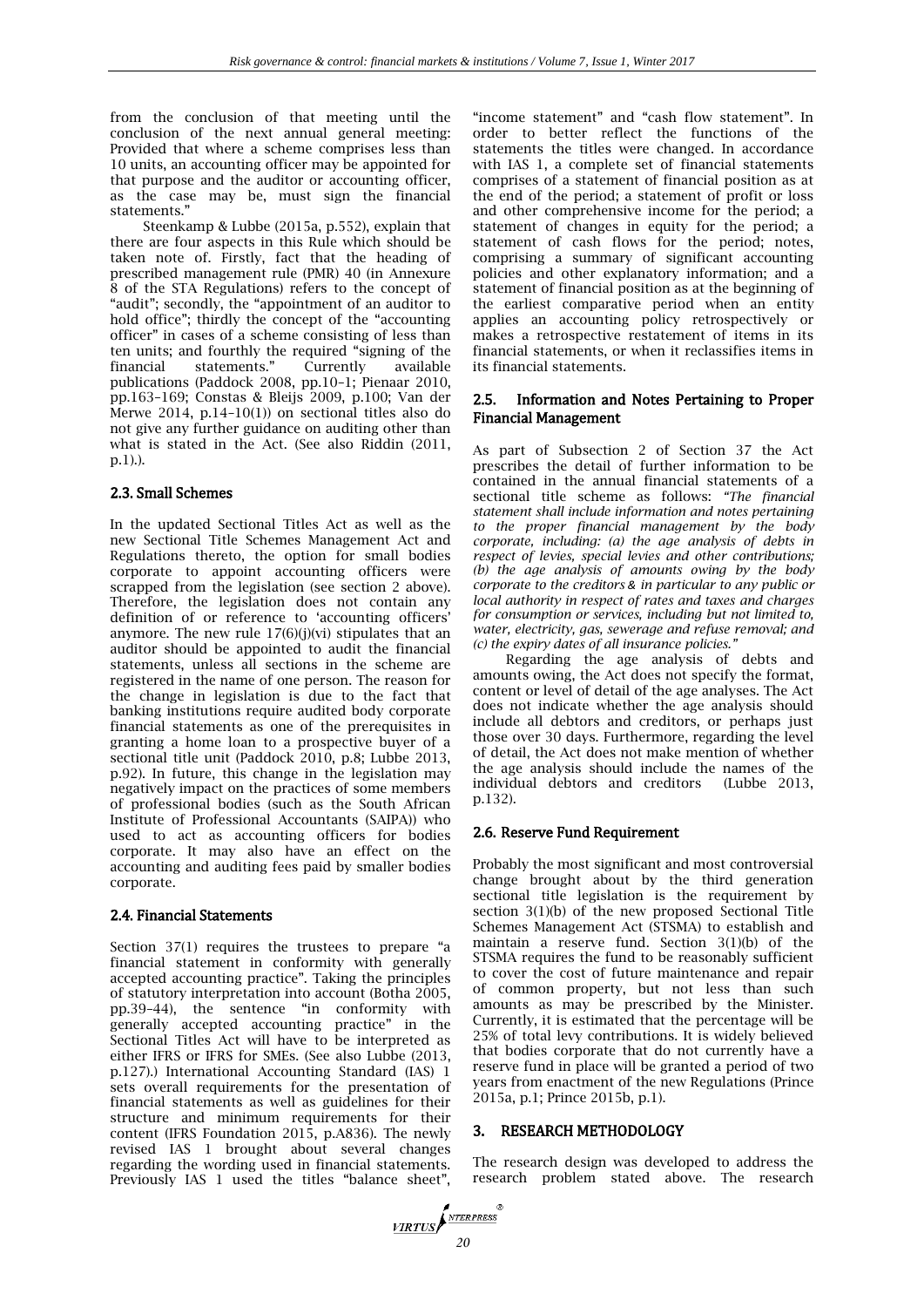from the conclusion of that meeting until the conclusion of the next annual general meeting: Provided that where a scheme comprises less than 10 units, an accounting officer may be appointed for that purpose and the auditor or accounting officer, as the case may be, must sign the financial statements."

Steenkamp & Lubbe (2015a, p.552), explain that there are four aspects in this Rule which should be taken note of. Firstly, fact that the heading of prescribed management rule (PMR) 40 (in Annexure 8 of the STA Regulations) refers to the concept of "audit"; secondly, the "appointment of an auditor to hold office"; thirdly the concept of the "accounting officer" in cases of a scheme consisting of less than ten units; and fourthly the required "signing of the financial statements." Currently available publications (Paddock 2008, pp.10–1; Pienaar 2010, pp.163–169; Constas & Bleijs 2009, p.100; Van der Merwe 2014, p.14–10(1)) on sectional titles also do not give any further guidance on auditing other than what is stated in the Act. (See also Riddin (2011, p.1).).

## 2.3. Small Schemes

In the updated Sectional Titles Act as well as the new Sectional Title Schemes Management Act and Regulations thereto, the option for small bodies corporate to appoint accounting officers were scrapped from the legislation (see section 2 above). Therefore, the legislation does not contain any definition of or reference to 'accounting officers' anymore. The new rule 17(6)(j)(vi) stipulates that an auditor should be appointed to audit the financial statements, unless all sections in the scheme are registered in the name of one person. The reason for the change in legislation is due to the fact that banking institutions require audited body corporate financial statements as one of the prerequisites in granting a home loan to a prospective buyer of a sectional title unit (Paddock 2010, p.8; Lubbe 2013, p.92). In future, this change in the legislation may negatively impact on the practices of some members of professional bodies (such as the South African Institute of Professional Accountants (SAIPA)) who used to act as accounting officers for bodies corporate. It may also have an effect on the accounting and auditing fees paid by smaller bodies corporate.

## 2.4. Financial Statements

Section 37(1) requires the trustees to prepare "a financial statement in conformity with generally accepted accounting practice". Taking the principles of statutory interpretation into account (Botha 2005, pp.39–44), the sentence "in conformity with generally accepted accounting practice" in the Sectional Titles Act will have to be interpreted as either IFRS or IFRS for SMEs. (See also Lubbe (2013, p.127).) International Accounting Standard (IAS) 1 sets overall requirements for the presentation of financial statements as well as guidelines for their structure and minimum requirements for their content (IFRS Foundation 2015, p.A836). The newly revised IAS 1 brought about several changes regarding the wording used in financial statements. Previously IAS 1 used the titles "balance sheet", "income statement" and "cash flow statement". In order to better reflect the functions of the statements the titles were changed. In accordance with IAS 1, a complete set of financial statements comprises of a statement of financial position as at the end of the period; a statement of profit or loss and other comprehensive income for the period; a statement of changes in equity for the period; a statement of cash flows for the period; notes, comprising a summary of significant accounting policies and other explanatory information; and a statement of financial position as at the beginning of the earliest comparative period when an entity applies an accounting policy retrospectively or makes a retrospective restatement of items in its financial statements, or when it reclassifies items in its financial statements.

## 2.5. Information and Notes Pertaining to Proper Financial Management

As part of Subsection 2 of Section 37 the Act prescribes the detail of further information to be contained in the annual financial statements of a sectional title scheme as follows: *"The financial statement shall include information and notes pertaining to the proper financial management by the body corporate, including: (a) the age analysis of debts in respect of levies, special levies and other contributions; (b) the age analysis of amounts owing by the body corporate to the creditors & in particular to any public or local authority in respect of rates and taxes and charges for consumption or services, including but not limited to, water, electricity, gas, sewerage and refuse removal; and (c) the expiry dates of all insurance policies."*

Regarding the age analysis of debts and amounts owing, the Act does not specify the format, content or level of detail of the age analyses. The Act does not indicate whether the age analysis should include all debtors and creditors, or perhaps just those over 30 days. Furthermore, regarding the level of detail, the Act does not make mention of whether the age analysis should include the names of the individual debtors and creditors (Lubbe 2013, p.132).

## 2.6. Reserve Fund Requirement

Probably the most significant and most controversial change brought about by the third generation sectional title legislation is the requirement by section 3(1)(b) of the new proposed Sectional Title Schemes Management Act (STSMA) to establish and maintain a reserve fund. Section 3(1)(b) of the STSMA requires the fund to be reasonably sufficient to cover the cost of future maintenance and repair of common property, but not less than such amounts as may be prescribed by the Minister. Currently, it is estimated that the percentage will be 25% of total levy contributions. It is widely believed that bodies corporate that do not currently have a reserve fund in place will be granted a period of two years from enactment of the new Regulations (Prince 2015a, p.1; Prince 2015b, p.1).

# 3. RESEARCH METHODOLOGY

The research design was developed to address the research problem stated above. The research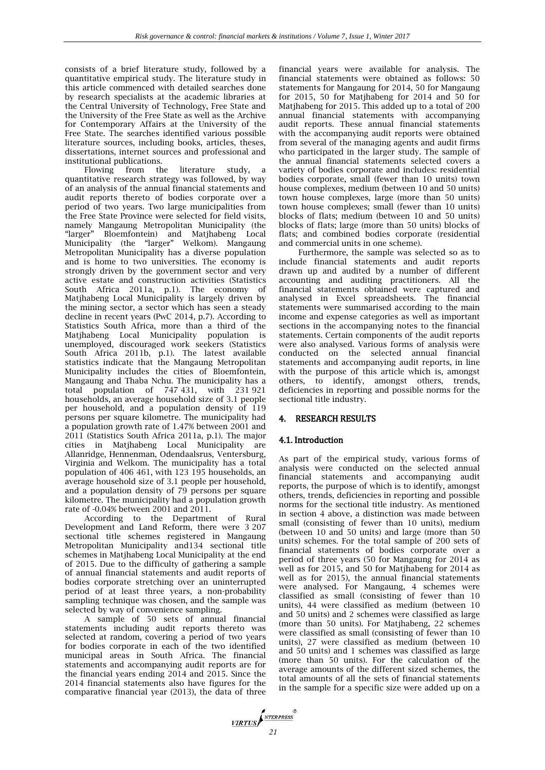consists of a brief literature study, followed by a quantitative empirical study. The literature study in this article commenced with detailed searches done by research specialists at the academic libraries at the Central University of Technology, Free State and the University of the Free State as well as the Archive for Contemporary Affairs at the University of the Free State. The searches identified various possible literature sources, including books, articles, theses, dissertations, internet sources and professional and institutional publications.

Flowing from the literature study, a quantitative research strategy was followed, by way of an analysis of the annual financial statements and audit reports thereto of bodies corporate over a period of two years. Two large municipalities from the Free State Province were selected for field visits, namely Mangaung Metropolitan Municipality (the "larger" Bloemfontein) and Matjhabeng Local Municipality (the "larger" Welkom). Mangaung Metropolitan Municipality has a diverse population and is home to two universities. The economy is strongly driven by the government sector and very active estate and construction activities (Statistics South Africa 2011a, p.1). The economy of Matjhabeng Local Municipality is largely driven by the mining sector, a sector which has seen a steady decline in recent years (PwC 2014, p.7). According to Statistics South Africa, more than a third of the Matjhabeng Local Municipality population is unemployed, discouraged work seekers (Statistics South Africa 2011b, p.1). The latest available statistics indicate that the Mangaung Metropolitan Municipality includes the cities of Bloemfontein, Mangaung and Thaba Nchu. The municipality has a total population of 747 431, with 231 921 households, an average household size of 3.1 people per household, and a population density of 119 persons per square kilometre. The municipality had a population growth rate of 1.47% between 2001 and 2011 (Statistics South Africa 2011a, p.1). The major cities in Matjhabeng Local Municipality are Allanridge, Hennenman, Odendaalsrus, Ventersburg, Virginia and Welkom. The municipality has a total population of 406 461, with 123 195 households, an average household size of 3.1 people per household, and a population density of 79 persons per square kilometre. The municipality had a population growth rate of -0.04% between 2001 and 2011.

According to the Department of Rural Development and Land Reform, there were 3 207 sectional title schemes registered in Mangaung Metropolitan Municipality and134 sectional title schemes in Matjhabeng Local Municipality at the end of 2015. Due to the difficulty of gathering a sample of annual financial statements and audit reports of bodies corporate stretching over an uninterrupted period of at least three years, a non-probability sampling technique was chosen, and the sample was selected by way of convenience sampling.

A sample of 50 sets of annual financial statements including audit reports thereto was selected at random, covering a period of two years for bodies corporate in each of the two identified municipal areas in South Africa. The financial statements and accompanying audit reports are for the financial years ending 2014 and 2015. Since the 2014 financial statements also have figures for the comparative financial year (2013), the data of three financial years were available for analysis. The financial statements were obtained as follows: 50 statements for Mangaung for 2014, 50 for Mangaung for 2015, 50 for Matjhabeng for 2014 and 50 for Matjhabeng for 2015. This added up to a total of 200 annual financial statements with accompanying audit reports. These annual financial statements with the accompanying audit reports were obtained from several of the managing agents and audit firms who participated in the larger study. The sample of the annual financial statements selected covers a variety of bodies corporate and includes: residential bodies corporate, small (fewer than 10 units) town house complexes, medium (between 10 and 50 units) town house complexes, large (more than 50 units) town house complexes; small (fewer than 10 units) blocks of flats; medium (between 10 and 50 units) blocks of flats; large (more than 50 units) blocks of flats; and combined bodies corporate (residential and commercial units in one scheme).

Furthermore, the sample was selected so as to include financial statements and audit reports drawn up and audited by a number of different accounting and auditing practitioners. All the financial statements obtained were captured and analysed in Excel spreadsheets. The financial statements were summarised according to the main income and expense categories as well as important sections in the accompanying notes to the financial statements. Certain components of the audit reports were also analysed. Various forms of analysis were conducted on the selected annual financial statements and accompanying audit reports, in line with the purpose of this article which is, amongst others, to identify, amongst others, trends, deficiencies in reporting and possible norms for the sectional title industry.

## 4. RESEARCH RESULTS

### 4.1. Introduction

As part of the empirical study, various forms of analysis were conducted on the selected annual financial statements and accompanying audit reports, the purpose of which is to identify, amongst others, trends, deficiencies in reporting and possible norms for the sectional title industry. As mentioned in section 4 above, a distinction was made between small (consisting of fewer than 10 units), medium (between 10 and 50 units) and large (more than 50 units) schemes. For the total sample of 200 sets of financial statements of bodies corporate over a period of three years (50 for Mangaung for 2014 as well as for 2015, and 50 for Matjhabeng for 2014 as well as for 2015), the annual financial statements were analysed. For Mangaung, 4 schemes were classified as small (consisting of fewer than 10 units), 44 were classified as medium (between 10 and 50 units) and 2 schemes were classified as large (more than 50 units). For Matjhabeng, 22 schemes were classified as small (consisting of fewer than 10 units), 27 were classified as medium (between 10 and 50 units) and 1 schemes was classified as large (more than 50 units). For the calculation of the average amounts of the different sized schemes, the total amounts of all the sets of financial statements in the sample for a specific size were added up on a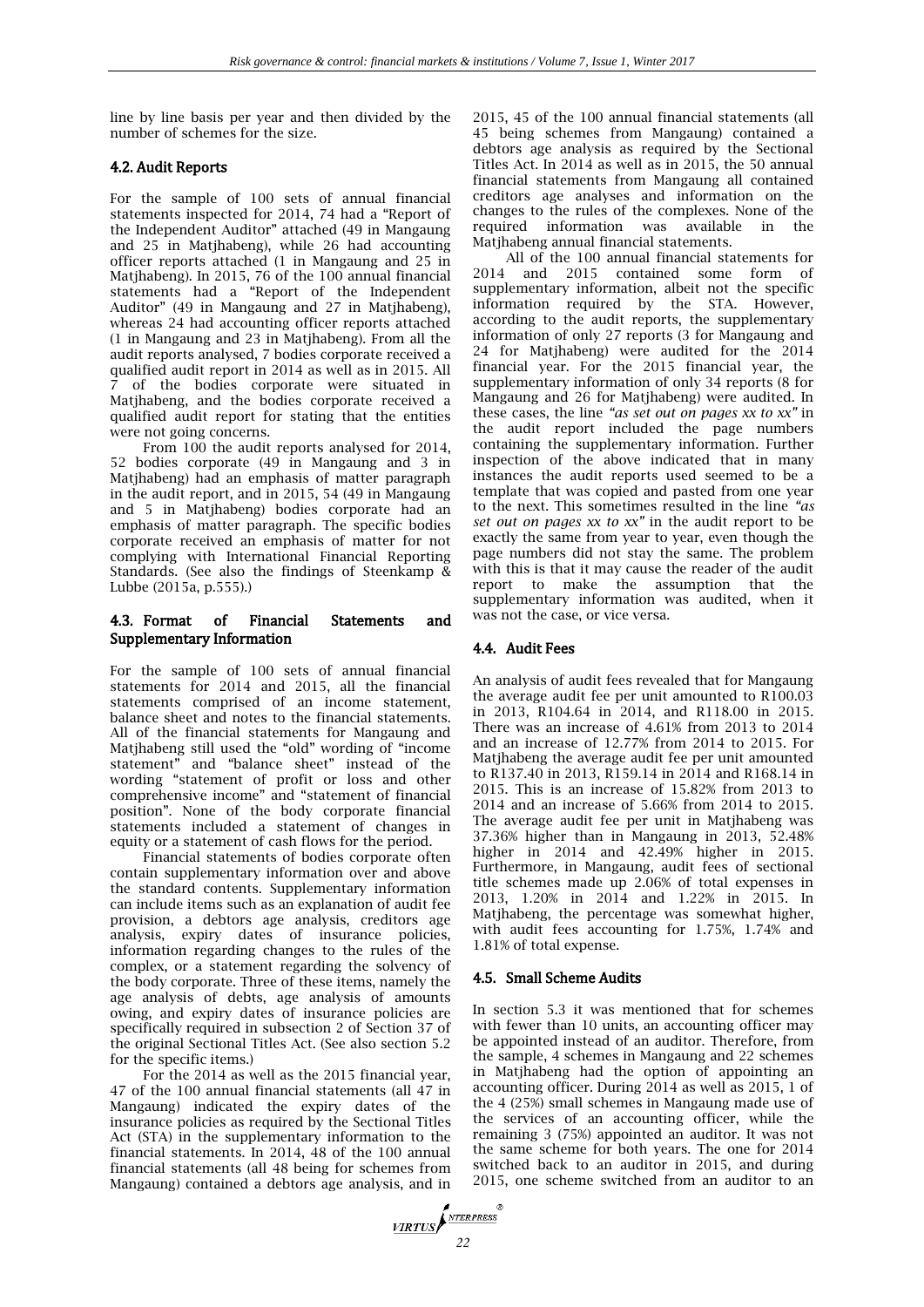line by line basis per year and then divided by the number of schemes for the size.

### 4.2. Audit Reports

For the sample of 100 sets of annual financial statements inspected for 2014, 74 had a "Report of the Independent Auditor" attached (49 in Mangaung and 25 in Matjhabeng), while 26 had accounting officer reports attached (1 in Mangaung and 25 in Matjhabeng). In 2015, 76 of the 100 annual financial statements had a "Report of the Independent Auditor" (49 in Mangaung and 27 in Matjhabeng), whereas 24 had accounting officer reports attached (1 in Mangaung and 23 in Matjhabeng). From all the audit reports analysed, 7 bodies corporate received a qualified audit report in 2014 as well as in 2015. All 7 of the bodies corporate were situated in Matjhabeng, and the bodies corporate received a qualified audit report for stating that the entities were not going concerns.

From 100 the audit reports analysed for 2014, 52 bodies corporate (49 in Mangaung and 3 in Matjhabeng) had an emphasis of matter paragraph in the audit report, and in 2015, 54 (49 in Mangaung and 5 in Matjhabeng) bodies corporate had an emphasis of matter paragraph. The specific bodies corporate received an emphasis of matter for not complying with International Financial Reporting Standards. (See also the findings of Steenkamp & Lubbe (2015a, p.555).)

### 4.3. Format of Financial Statements and Supplementary Information

For the sample of 100 sets of annual financial statements for 2014 and 2015, all the financial statements comprised of an income statement, balance sheet and notes to the financial statements. All of the financial statements for Mangaung and Matjhabeng still used the "old" wording of "income statement" and "balance sheet" instead of the wording "statement of profit or loss and other comprehensive income" and "statement of financial position". None of the body corporate financial statements included a statement of changes in equity or a statement of cash flows for the period.

Financial statements of bodies corporate often contain supplementary information over and above the standard contents. Supplementary information can include items such as an explanation of audit fee provision, a debtors age analysis, creditors age analysis, expiry dates of insurance policies, information regarding changes to the rules of the complex, or a statement regarding the solvency of the body corporate. Three of these items, namely the age analysis of debts, age analysis of amounts owing, and expiry dates of insurance policies are specifically required in subsection 2 of Section 37 of the original Sectional Titles Act. (See also section 5.2 for the specific items.)

For the 2014 as well as the 2015 financial year, 47 of the 100 annual financial statements (all 47 in Mangaung) indicated the expiry dates of the insurance policies as required by the Sectional Titles Act (STA) in the supplementary information to the financial statements. In 2014, 48 of the 100 annual financial statements (all 48 being for schemes from Mangaung) contained a debtors age analysis, and in 2015, 45 of the 100 annual financial statements (all 45 being schemes from Mangaung) contained a debtors age analysis as required by the Sectional Titles Act. In 2014 as well as in 2015, the 50 annual financial statements from Mangaung all contained creditors age analyses and information on the changes to the rules of the complexes. None of the required information was available in the Matjhabeng annual financial statements.

All of the 100 annual financial statements for 2014 and 2015 contained some form of supplementary information, albeit not the specific information required by the STA. However, according to the audit reports, the supplementary information of only 27 reports (3 for Mangaung and 24 for Matjhabeng) were audited for the 2014 financial year. For the 2015 financial year, the supplementary information of only 34 reports (8 for Mangaung and 26 for Matjhabeng) were audited. In these cases, the line *"as set out on pages xx to xx"* in the audit report included the page numbers containing the supplementary information. Further inspection of the above indicated that in many instances the audit reports used seemed to be a template that was copied and pasted from one year to the next. This sometimes resulted in the line *"as set out on pages xx to xx"* in the audit report to be exactly the same from year to year, even though the page numbers did not stay the same. The problem with this is that it may cause the reader of the audit report to make the assumption that the supplementary information was audited, when it was not the case, or vice versa.

### 4.4. Audit Fees

An analysis of audit fees revealed that for Mangaung the average audit fee per unit amounted to R100.03 in 2013, R104.64 in 2014, and R118.00 in 2015. There was an increase of 4.61% from 2013 to 2014 and an increase of 12.77% from 2014 to 2015. For Matjhabeng the average audit fee per unit amounted to R137.40 in 2013, R159.14 in 2014 and R168.14 in 2015. This is an increase of 15.82% from 2013 to 2014 and an increase of 5.66% from 2014 to 2015. The average audit fee per unit in Matjhabeng was 37.36% higher than in Mangaung in 2013, 52.48% higher in 2014 and 42.49% higher in 2015. Furthermore, in Mangaung, audit fees of sectional title schemes made up 2.06% of total expenses in 2013, 1.20% in 2014 and 1.22% in 2015. In Matjhabeng, the percentage was somewhat higher, with audit fees accounting for 1.75%, 1.74% and 1.81% of total expense.

### 4.5. Small Scheme Audits

In section 5.3 it was mentioned that for schemes with fewer than 10 units, an accounting officer may be appointed instead of an auditor. Therefore, from the sample, 4 schemes in Mangaung and 22 schemes in Matjhabeng had the option of appointing an accounting officer. During 2014 as well as 2015, 1 of the 4 (25%) small schemes in Mangaung made use of the services of an accounting officer, while the remaining 3 (75%) appointed an auditor. It was not the same scheme for both years. The one for 2014 switched back to an auditor in 2015, and during 2015, one scheme switched from an auditor to an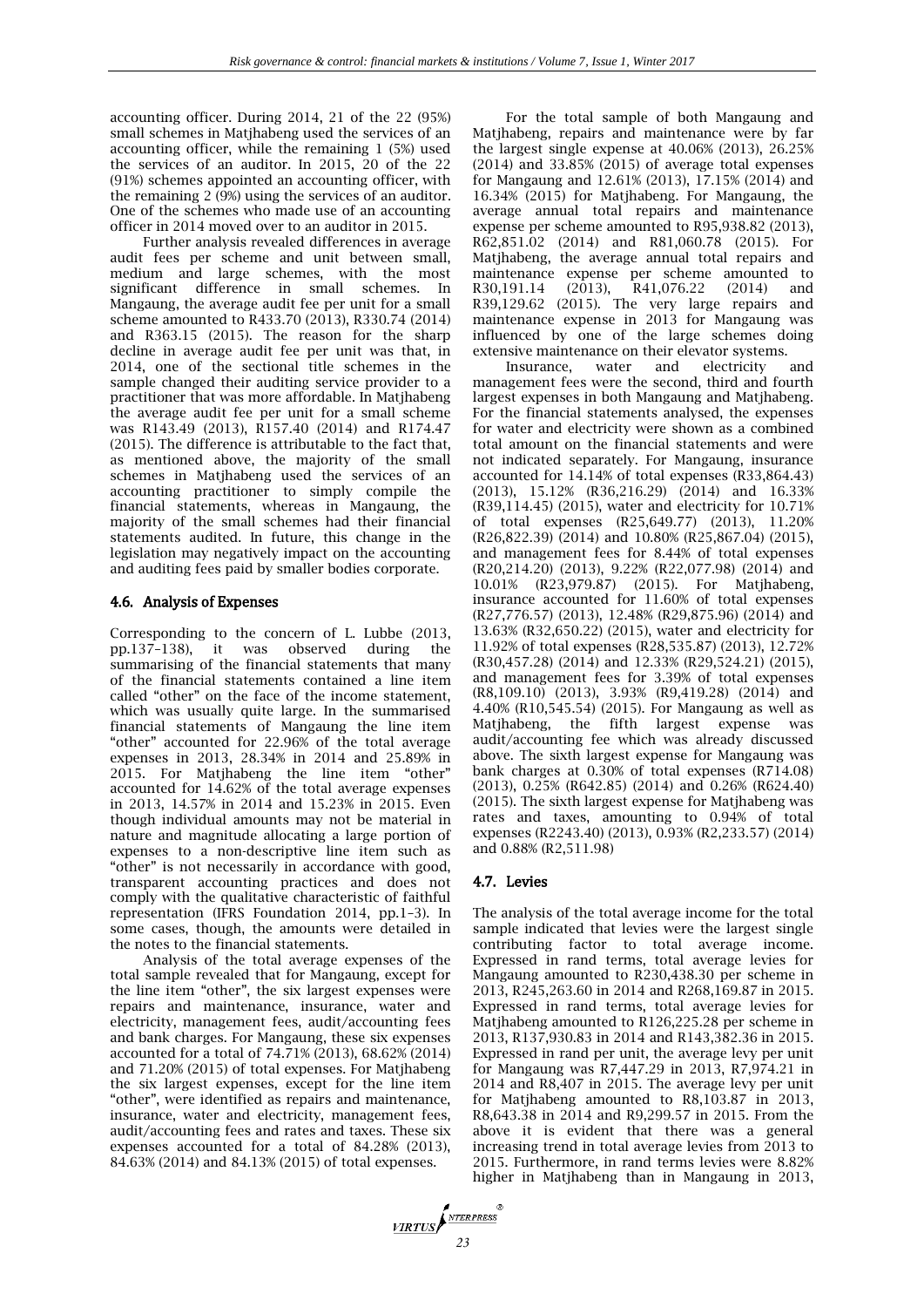accounting officer. During 2014, 21 of the 22 (95%) small schemes in Matjhabeng used the services of an accounting officer, while the remaining 1 (5%) used the services of an auditor. In 2015, 20 of the 22 (91%) schemes appointed an accounting officer, with the remaining 2 (9%) using the services of an auditor. One of the schemes who made use of an accounting officer in 2014 moved over to an auditor in 2015.

Further analysis revealed differences in average audit fees per scheme and unit between small, medium and large schemes, with the most significant difference in small schemes. In Mangaung, the average audit fee per unit for a small scheme amounted to R433.70 (2013), R330.74 (2014) and R363.15 (2015). The reason for the sharp decline in average audit fee per unit was that, in 2014, one of the sectional title schemes in the sample changed their auditing service provider to a practitioner that was more affordable. In Matjhabeng the average audit fee per unit for a small scheme was R143.49 (2013), R157.40 (2014) and R174.47 (2015). The difference is attributable to the fact that, as mentioned above, the majority of the small schemes in Matjhabeng used the services of an accounting practitioner to simply compile the financial statements, whereas in Mangaung, the majority of the small schemes had their financial statements audited. In future, this change in the legislation may negatively impact on the accounting and auditing fees paid by smaller bodies corporate.

### 4.6. Analysis of Expenses

Corresponding to the concern of L. Lubbe (2013, pp.137–138), it was observed during the summarising of the financial statements that many of the financial statements contained a line item called "other" on the face of the income statement, which was usually quite large. In the summarised financial statements of Mangaung the line item "other" accounted for 22.96% of the total average expenses in 2013, 28.34% in 2014 and 25.89% in 2015. For Matjhabeng the line item "other" accounted for 14.62% of the total average expenses in 2013, 14.57% in 2014 and 15.23% in 2015. Even though individual amounts may not be material in nature and magnitude allocating a large portion of expenses to a non-descriptive line item such as "other" is not necessarily in accordance with good, transparent accounting practices and does not comply with the qualitative characteristic of faithful representation (IFRS Foundation 2014, pp.1–3). In some cases, though, the amounts were detailed in the notes to the financial statements.

Analysis of the total average expenses of the total sample revealed that for Mangaung, except for the line item "other", the six largest expenses were repairs and maintenance, insurance, water and electricity, management fees, audit/accounting fees and bank charges. For Mangaung, these six expenses accounted for a total of 74.71% (2013), 68.62% (2014) and 71.20% (2015) of total expenses. For Matjhabeng the six largest expenses, except for the line item "other", were identified as repairs and maintenance, insurance, water and electricity, management fees, audit/accounting fees and rates and taxes. These six expenses accounted for a total of 84.28% (2013), 84.63% (2014) and 84.13% (2015) of total expenses.

For the total sample of both Mangaung and Matjhabeng, repairs and maintenance were by far the largest single expense at 40.06% (2013), 26.25% (2014) and 33.85% (2015) of average total expenses for Mangaung and 12.61% (2013), 17.15% (2014) and 16.34% (2015) for Matjhabeng. For Mangaung, the average annual total repairs and maintenance expense per scheme amounted to R95,938.82 (2013), R62,851.02 (2014) and R81,060.78 (2015). For Matjhabeng, the average annual total repairs and maintenance expense per scheme amounted to R30,191.14 (2013), R41,076.22 (2014) and R39,129.62 (2015). The very large repairs and maintenance expense in 2013 for Mangaung was influenced by one of the large schemes doing extensive maintenance on their elevator systems.

Insurance, water and electricity and management fees were the second, third and fourth largest expenses in both Mangaung and Matjhabeng. For the financial statements analysed, the expenses for water and electricity were shown as a combined total amount on the financial statements and were not indicated separately. For Mangaung, insurance accounted for 14.14% of total expenses (R33,864.43) (2013), 15.12% (R36,216.29) (2014) and 16.33% (R39,114.45) (2015), water and electricity for 10.71% of total expenses (R25,649.77) (2013), 11.20% (R26,822.39) (2014) and 10.80% (R25,867.04) (2015), and management fees for 8.44% of total expenses (R20,214.20) (2013), 9.22% (R22,077.98) (2014) and 10.01% (R23,979.87) (2015). For Matjhabeng, insurance accounted for 11.60% of total expenses (R27,776.57) (2013), 12.48% (R29,875.96) (2014) and 13.63% (R32,650.22) (2015), water and electricity for 11.92% of total expenses (R28,535.87) (2013), 12.72% (R30,457.28) (2014) and 12.33% (R29,524.21) (2015), and management fees for 3.39% of total expenses (R8,109.10) (2013), 3.93% (R9,419.28) (2014) and 4.40% (R10,545.54) (2015). For Mangaung as well as Matjhabeng, the fifth largest expense was audit/accounting fee which was already discussed above. The sixth largest expense for Mangaung was bank charges at 0.30% of total expenses (R714.08) (2013), 0.25% (R642.85) (2014) and 0.26% (R624.40) (2015). The sixth largest expense for Matjhabeng was rates and taxes, amounting to 0.94% of total expenses (R2243.40) (2013), 0.93% (R2,233.57) (2014) and 0.88% (R2,511.98)

### 4.7. Levies

The analysis of the total average income for the total sample indicated that levies were the largest single contributing factor to total average income. Expressed in rand terms, total average levies for Mangaung amounted to R230,438.30 per scheme in 2013, R245,263.60 in 2014 and R268,169.87 in 2015. Expressed in rand terms, total average levies for Matjhabeng amounted to R126,225.28 per scheme in 2013, R137,930.83 in 2014 and R143,382.36 in 2015. Expressed in rand per unit, the average levy per unit for Mangaung was R7,447.29 in 2013, R7,974.21 in 2014 and R8,407 in 2015. The average levy per unit for Matjhabeng amounted to R8,103.87 in 2013, R8,643.38 in 2014 and R9,299.57 in 2015. From the above it is evident that there was a general increasing trend in total average levies from 2013 to 2015. Furthermore, in rand terms levies were 8.82% higher in Matjhabeng than in Mangaung in 2013,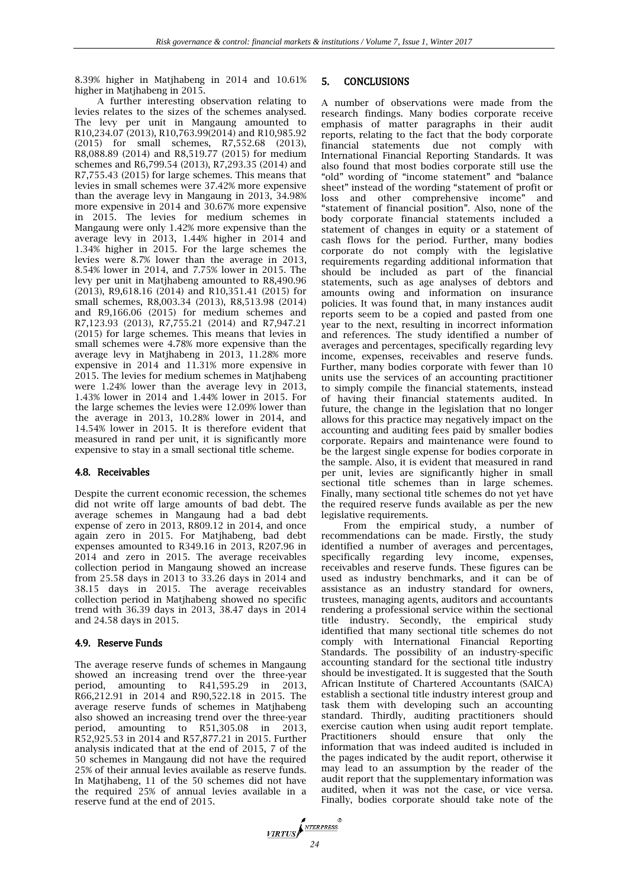8.39% higher in Matjhabeng in 2014 and 10.61% higher in Matjhabeng in 2015.

A further interesting observation relating to levies relates to the sizes of the schemes analysed. The levy per unit in Mangaung amounted to R10,234.07 (2013), R10,763.99(2014) and R10,985.92 (2015) for small schemes, R7,552.68 (2013), R8,088.89 (2014) and R8,519.77 (2015) for medium schemes and R6,799.54 (2013), R7,293.35 (2014) and R7,755.43 (2015) for large schemes. This means that levies in small schemes were 37.42% more expensive than the average levy in Mangaung in 2013, 34.98% more expensive in 2014 and 30.67% more expensive in 2015. The levies for medium schemes in Mangaung were only 1.42% more expensive than the average levy in 2013, 1.44% higher in 2014 and 1.34% higher in 2015. For the large schemes the levies were 8.7% lower than the average in 2013, 8.54% lower in 2014, and 7.75% lower in 2015. The levy per unit in Matjhabeng amounted to R8,490.96 (2013), R9,618.16 (2014) and R10,351.41 (2015) for small schemes, R8,003.34 (2013), R8,513.98 (2014) and R9,166.06 (2015) for medium schemes and R7,123.93 (2013), R7,755.21 (2014) and R7,947.21 (2015) for large schemes. This means that levies in small schemes were 4.78% more expensive than the average levy in Matjhabeng in 2013, 11.28% more expensive in 2014 and 11.31% more expensive in 2015. The levies for medium schemes in Matjhabeng were 1.24% lower than the average levy in 2013, 1.43% lower in 2014 and 1.44% lower in 2015. For the large schemes the levies were 12.09% lower than the average in 2013, 10.28% lower in 2014, and 14.54% lower in 2015. It is therefore evident that measured in rand per unit, it is significantly more expensive to stay in a small sectional title scheme.

### 4.8. Receivables

Despite the current economic recession, the schemes did not write off large amounts of bad debt. The average schemes in Mangaung had a bad debt expense of zero in 2013, R809.12 in 2014, and once again zero in 2015. For Matjhabeng, bad debt expenses amounted to R349.16 in 2013, R207.96 in 2014 and zero in 2015. The average receivables collection period in Mangaung showed an increase from 25.58 days in 2013 to 33.26 days in 2014 and 38.15 days in 2015. The average receivables collection period in Matjhabeng showed no specific trend with 36.39 days in 2013, 38.47 days in 2014 and 24.58 days in 2015.

### 4.9. Reserve Funds

The average reserve funds of schemes in Mangaung showed an increasing trend over the three-year period, amounting to R41,595.29 in 2013, R66,212.91 in 2014 and R90,522.18 in 2015. The average reserve funds of schemes in Matjhabeng also showed an increasing trend over the three-year period, amounting to R51,305.08 in 2013, R52,925.53 in 2014 and R57,877.21 in 2015. Further analysis indicated that at the end of 2015, 7 of the 50 schemes in Mangaung did not have the required 25% of their annual levies available as reserve funds. In Matjhabeng, 11 of the 50 schemes did not have the required 25% of annual levies available in a reserve fund at the end of 2015.

## 5. CONCLUSIONS

A number of observations were made from the research findings. Many bodies corporate receive emphasis of matter paragraphs in their audit reports, relating to the fact that the body corporate financial statements due not comply with International Financial Reporting Standards. It was also found that most bodies corporate still use the "old" wording of "income statement" and "balance sheet" instead of the wording "statement of profit or loss and other comprehensive income" and "statement of financial position". Also, none of the body corporate financial statements included a statement of changes in equity or a statement of cash flows for the period. Further, many bodies corporate do not comply with the legislative requirements regarding additional information that should be included as part of the financial statements, such as age analyses of debtors and amounts owing and information on insurance policies. It was found that, in many instances audit reports seem to be a copied and pasted from one year to the next, resulting in incorrect information and references. The study identified a number of averages and percentages, specifically regarding levy income, expenses, receivables and reserve funds. Further, many bodies corporate with fewer than 10 units use the services of an accounting practitioner to simply compile the financial statements, instead of having their financial statements audited. In future, the change in the legislation that no longer allows for this practice may negatively impact on the accounting and auditing fees paid by smaller bodies corporate. Repairs and maintenance were found to be the largest single expense for bodies corporate in the sample. Also, it is evident that measured in rand per unit, levies are significantly higher in small sectional title schemes than in large schemes. Finally, many sectional title schemes do not yet have the required reserve funds available as per the new legislative requirements.

From the empirical study, a number of recommendations can be made. Firstly, the study identified a number of averages and percentages, specifically regarding levy income, expenses, receivables and reserve funds. These figures can be used as industry benchmarks, and it can be of assistance as an industry standard for owners, trustees, managing agents, auditors and accountants rendering a professional service within the sectional title industry. Secondly, the empirical study identified that many sectional title schemes do not comply with International Financial Reporting Standards. The possibility of an industry-specific accounting standard for the sectional title industry should be investigated. It is suggested that the South African Institute of Chartered Accountants (SAICA) establish a sectional title industry interest group and task them with developing such an accounting standard. Thirdly, auditing practitioners should exercise caution when using audit report template. Practitioners should ensure that only the information that was indeed audited is included in the pages indicated by the audit report, otherwise it may lead to an assumption by the reader of the audit report that the supplementary information was audited, when it was not the case, or vice versa. Finally, bodies corporate should take note of the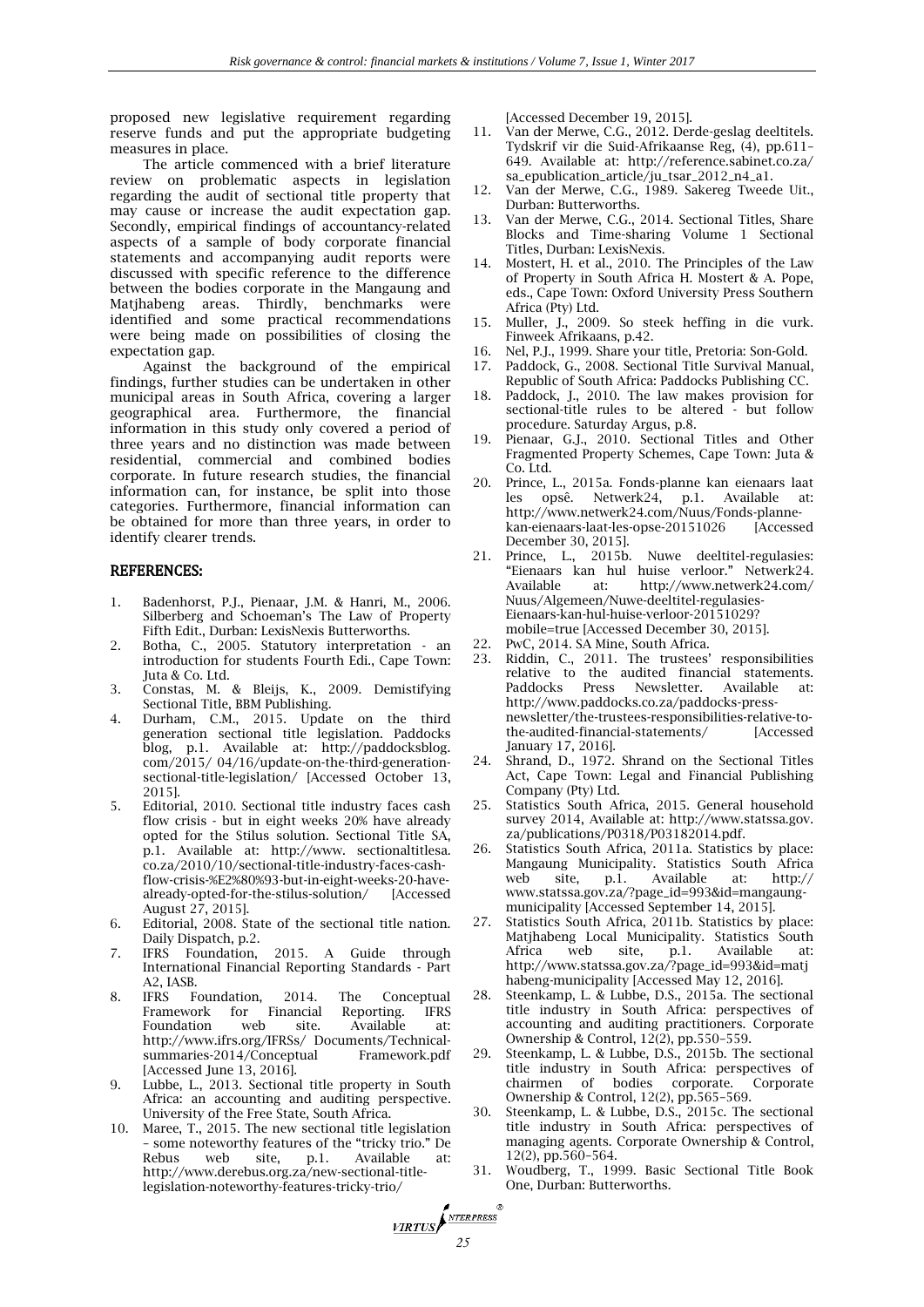proposed new legislative requirement regarding reserve funds and put the appropriate budgeting measures in place.

The article commenced with a brief literature review on problematic aspects in legislation regarding the audit of sectional title property that may cause or increase the audit expectation gap. Secondly, empirical findings of accountancy-related aspects of a sample of body corporate financial statements and accompanying audit reports were discussed with specific reference to the difference between the bodies corporate in the Mangaung and Matjhabeng areas. Thirdly, benchmarks were identified and some practical recommendations were being made on possibilities of closing the expectation gap.

Against the background of the empirical findings, further studies can be undertaken in other municipal areas in South Africa, covering a larger geographical area. Furthermore, the financial information in this study only covered a period of three years and no distinction was made between residential, commercial and combined bodies corporate. In future research studies, the financial information can, for instance, be split into those categories. Furthermore, financial information can be obtained for more than three years, in order to identify clearer trends.

## REFERENCES:

1. Badenhorst, P.J., Pienaar, J.M. & Hanri, M., 2006. Silberberg and Schoeman's The Law of Property Fifth Edit., Durban: LexisNexis Butterworths.
2. Botha, C., 2005. Statutory interpretation - an introduction for students Fourth Edi., Cape Town: Juta & Co. Ltd.
3. Constas, M. & Bleijs, K., 2009. Demistifying Sectional Title, BBM Publishing.
4. Durham, C.M., 2015. Update on the third generation sectional title legislation. Paddocks blog, p.1. Available at: http://paddocksblog.com/2015/ 04/16/update-on-the-third-generation-sectional-title-legislation/ [Accessed October 13, 2015].
5. Editorial, 2010. Sectional title industry faces cash flow crisis - but in eight weeks 20% have already opted for the Stilus solution. Sectional Title SA, p.1. Available at: http://www. sectionaltitlesa.co.za/2010/10/sectional-title-industry-faces-cash-flow-crisis-%E2%80%93-but-in-eight-weeks-20-have-already-opted-for-the-stilus-solution/ [Accessed August 27, 2015].
6. Editorial, 2008. State of the sectional title nation. Daily Dispatch, p.2.
7. IFRS Foundation, 2015. A Guide through International Financial Reporting Standards - Part A2, IASB.
8. IFRS Foundation, 2014. The Conceptual Framework for Financial Reporting. IFRS Foundation web site. Available at: http://www.ifrs.org/IFRSs/ Documents/Technical-summaries-2014/Conceptual Framework.pdf [Accessed June 13, 2016].
9. Lubbe, L., 2013. Sectional title property in South Africa: an accounting and auditing perspective. University of the Free State, South Africa.
10. Maree, T., 2015. The new sectional title legislation – some noteworthy features of the "tricky trio." De Rebus web site, p.1. Available at: http://www.derebus.org.za/new-sectional-title-legislation-noteworthy-features-tricky-trio/ [Accessed December 19, 2015].
11. Van der Merwe, C.G., 2012. Derde-geslag deeltitels. Tydskrif vir die Suid-Afrikaanse Reg, (4), pp.611–649. Available at: http://reference.sabinet.co.za/sa_epublication_article/ju_tsar_2012_n4_a1.
12. Van der Merwe, C.G., 1989. Sakereg Tweede Uit., Durban: Butterworths.
13. Van der Merwe, C.G., 2014. Sectional Titles, Share Blocks and Time-sharing Volume 1 Sectional Titles, Durban: LexisNexis.
14. Mostert, H. et al., 2010. The Principles of the Law of Property in South Africa H. Mostert & A. Pope, eds., Cape Town: Oxford University Press Southern Africa (Pty) Ltd.
15. Muller, J., 2009. So steek heffing in die vurk. Finweek Afrikaans, p.42.
16. Nel, P.J., 1999. Share your title, Pretoria: Son-Gold.
17. Paddock, G., 2008. Sectional Title Survival Manual, Republic of South Africa: Paddocks Publishing CC.
18. Paddock, J., 2010. The law makes provision for sectional-title rules to be altered - but follow procedure. Saturday Argus, p.8.
19. Pienaar, G.J., 2010. Sectional Titles and Other Fragmented Property Schemes, Cape Town: Juta & Co. Ltd.
20. Prince, L., 2015a. Fonds-planne kan eienaars laat les opsê. Netwerk24, p.1. Available at: http://www.netwerk24.com/Nuus/Fonds-planne-kan-eienaars-laat-les-opse-20151026 [Accessed December 30, 2015].
21. Prince, L., 2015b. Nuwe deeltitel-regulasies: "Eienaars kan hul huise verloor." Netwerk24. Available at: http://www.netwerk24.com/ Nuus/Algemeen/Nuwe-deeltitel-regulasies-Eienaars-kan-hul-huise-verloor-20151029?mobile=true [Accessed December 30, 2015].
22. PwC, 2014. SA Mine, South Africa.
23. Riddin, C., 2011. The trustees' responsibilities relative to the audited financial statements. Paddocks Press Newsletter. Available at: http://www.paddocks.co.za/paddocks-press-newsletter/the-trustees-responsibilities-relative-to-the-audited-financial-statements/ [Accessed January 17, 2016].
24. Shrand, D., 1972. Shrand on the Sectional Titles Act, Cape Town: Legal and Financial Publishing Company (Pty) Ltd.
25. Statistics South Africa, 2015. General household survey 2014, Available at: http://www.statssa.gov.za/publications/P0318/P03182014.pdf.
26. Statistics South Africa, 2011a. Statistics by place: Mangaung Municipality. Statistics South Africa web site, p.1. Available at: http:// www.statssa.gov.za/?page_id=993&id=mangaung-municipality [Accessed September 14, 2015].
27. Statistics South Africa, 2011b. Statistics by place: Matjhabeng Local Municipality. Statistics South Africa web site, p.1. Available at: http://www.statssa.gov.za/?page_id=993&id=matjhabeng-municipality [Accessed May 12, 2016].
28. Steenkamp, L. & Lubbe, D.S., 2015a. The sectional title industry in South Africa: perspectives of accounting and auditing practitioners. Corporate Ownership & Control, 12(2), pp.550–559.
29. Steenkamp, L. & Lubbe, D.S., 2015b. The sectional title industry in South Africa: perspectives of chairmen of bodies corporate. Corporate Ownership & Control, 12(2), pp.565–569.
30. Steenkamp, L. & Lubbe, D.S., 2015c. The sectional title industry in South Africa: perspectives of managing agents. Corporate Ownership & Control, 12(2), pp.560–564.
31. Woudberg, T., 1999. Basic Sectional Title Book One, Durban: Butterworths.